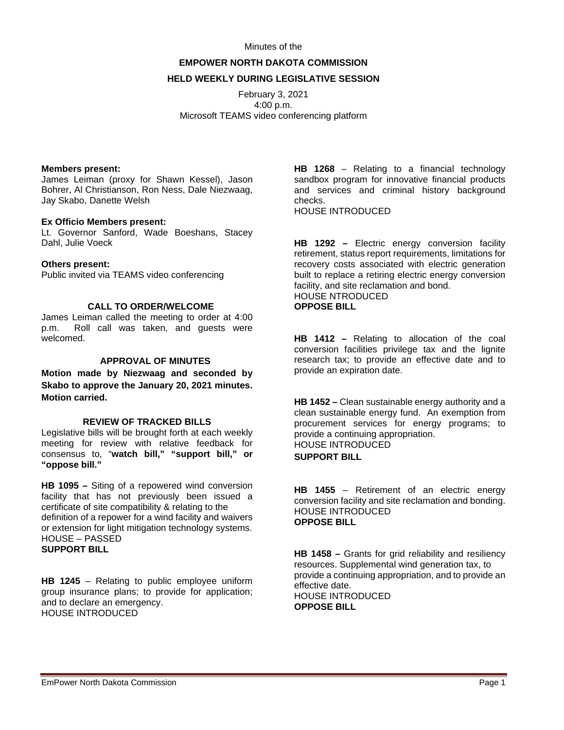Minutes of the

**EMPOWER NORTH DAKOTA COMMISSION**

**HELD WEEKLY DURING LEGISLATIVE SESSION**

February 3, 2021
4:00 p.m.
Microsoft TEAMS video conferencing platform

**Members present:**
James Leiman (proxy for Shawn Kessel), Jason Bohrer, Al Christianson, Ron Ness, Dale Niezwaag, Jay Skabo, Danette Welsh

**Ex Officio Members present:**
Lt. Governor Sanford, Wade Boeshans, Stacey Dahl, Julie Voeck

**Others present:**
Public invited via TEAMS video conferencing

### CALL TO ORDER/WELCOME

James Leiman called the meeting to order at 4:00 p.m. Roll call was taken, and guests were welcomed.

### APPROVAL OF MINUTES

**Motion made by Niezwaag and seconded by Skabo to approve the January 20, 2021 minutes. Motion carried.**

### REVIEW OF TRACKED BILLS

Legislative bills will be brought forth at each weekly meeting for review with relative feedback for consensus to, "**watch bill," "support bill," or "oppose bill."**

**HB 1095 –** Siting of a repowered wind conversion facility that has not previously been issued a certificate of site compatibility & relating to the definition of a repower for a wind facility and waivers or extension for light mitigation technology systems.
HOUSE – PASSED
**SUPPORT BILL**

**HB 1245** – Relating to public employee uniform group insurance plans; to provide for application; and to declare an emergency.
HOUSE INTRODUCED

**HB 1268** – Relating to a financial technology sandbox program for innovative financial products and services and criminal history background checks.
HOUSE INTRODUCED

**HB 1292 –** Electric energy conversion facility retirement, status report requirements, limitations for recovery costs associated with electric generation built to replace a retiring electric energy conversion facility, and site reclamation and bond.
HOUSE NTRODUCED
**OPPOSE BILL**

**HB 1412 –** Relating to allocation of the coal conversion facilities privilege tax and the lignite research tax; to provide an effective date and to provide an expiration date.

**HB 1452 –** Clean sustainable energy authority and a clean sustainable energy fund. An exemption from procurement services for energy programs; to provide a continuing appropriation.
HOUSE INTRODUCED
**SUPPORT BILL**

**HB 1455** – Retirement of an electric energy conversion facility and site reclamation and bonding.
HOUSE INTRODUCED
**OPPOSE BILL**

**HB 1458 –** Grants for grid reliability and resiliency resources. Supplemental wind generation tax, to provide a continuing appropriation, and to provide an effective date.
HOUSE INTRODUCED
**OPPOSE BILL**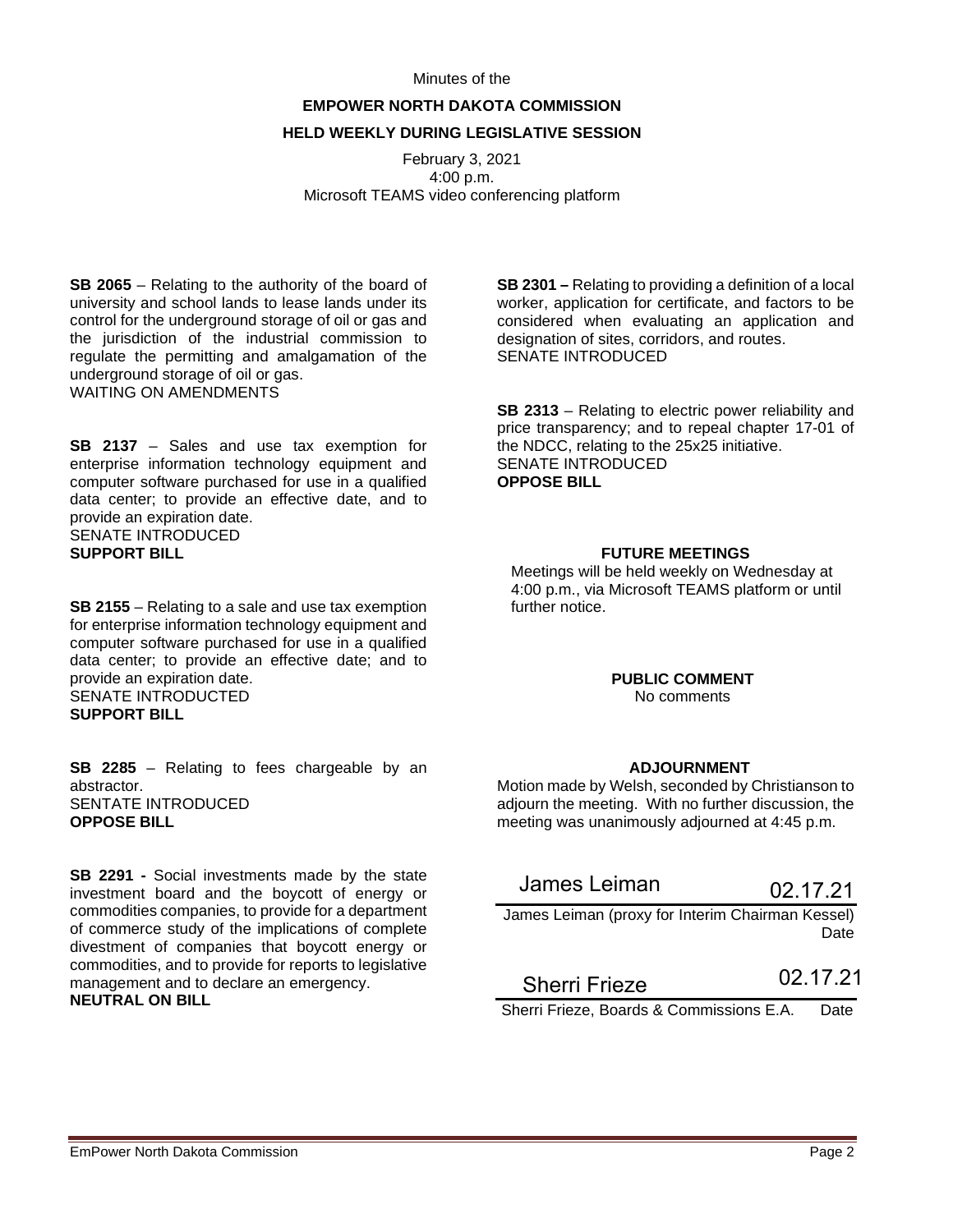Minutes of the

**EMPOWER NORTH DAKOTA COMMISSION**

**HELD WEEKLY DURING LEGISLATIVE SESSION**

February 3, 2021
4:00 p.m.
Microsoft TEAMS video conferencing platform

**SB 2065** – Relating to the authority of the board of university and school lands to lease lands under its control for the underground storage of oil or gas and the jurisdiction of the industrial commission to regulate the permitting and amalgamation of the underground storage of oil or gas.
WAITING ON AMENDMENTS

**SB 2137** – Sales and use tax exemption for enterprise information technology equipment and computer software purchased for use in a qualified data center; to provide an effective date, and to provide an expiration date.
SENATE INTRODUCED
**SUPPORT BILL**

**SB 2155** – Relating to a sale and use tax exemption for enterprise information technology equipment and computer software purchased for use in a qualified data center; to provide an effective date; and to provide an expiration date.
SENATE INTRODUCTED
**SUPPORT BILL**

**SB 2285** – Relating to fees chargeable by an abstractor.
SENTATE INTRODUCED
**OPPOSE BILL**

**SB 2291 -** Social investments made by the state investment board and the boycott of energy or commodities companies, to provide for a department of commerce study of the implications of complete divestment of companies that boycott energy or commodities, and to provide for reports to legislative management and to declare an emergency.
**NEUTRAL ON BILL**

**SB 2301 –** Relating to providing a definition of a local worker, application for certificate, and factors to be considered when evaluating an application and designation of sites, corridors, and routes.
SENATE INTRODUCED

**SB 2313** – Relating to electric power reliability and price transparency; and to repeal chapter 17-01 of the NDCC, relating to the 25x25 initiative.
SENATE INTRODUCED
**OPPOSE BILL**

**FUTURE MEETINGS**

Meetings will be held weekly on Wednesday at 4:00 p.m., via Microsoft TEAMS platform or until further notice.

**PUBLIC COMMENT**

No comments

**ADJOURNMENT**

Motion made by Welsh, seconded by Christianson to adjourn the meeting. With no further discussion, the meeting was unanimously adjourned at 4:45 p.m.

James Leiman 02.17.21
James Leiman (proxy for Interim Chairman Kessel) Date

Sherri Frieze 02.17.21
Sherri Frieze, Boards & Commissions E.A. Date